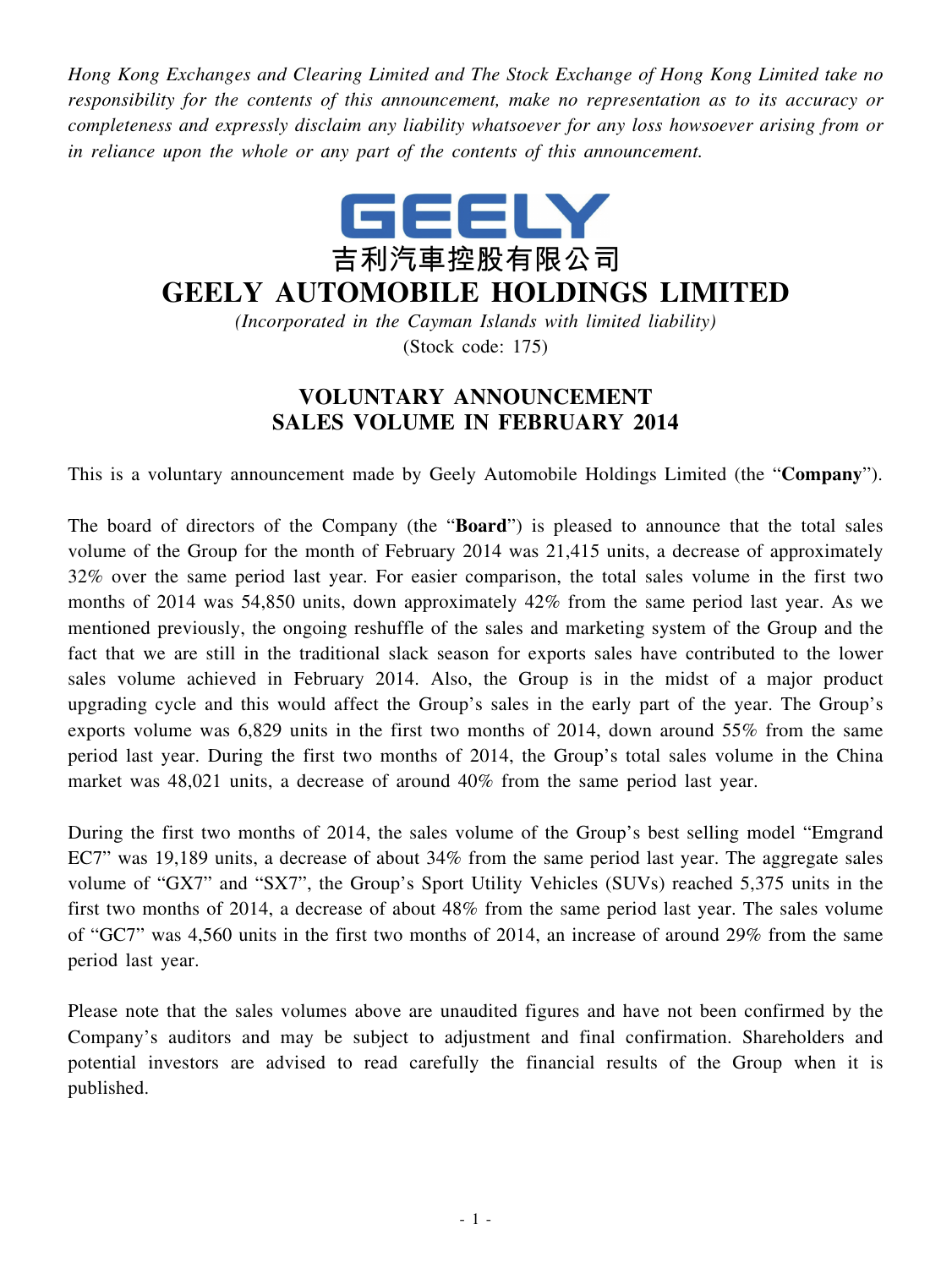*Hong Kong Exchanges and Clearing Limited and The Stock Exchange of Hong Kong Limited take no responsibility for the contents of this announcement, make no representation as to its accuracy or completeness and expressly disclaim any liability whatsoever for any loss howsoever arising from or in reliance upon the whole or any part of the contents of this announcement.*

GEELY

吉利汽車控股有限公司

# GEELY AUTOMOBILE HOLDINGS LIMITED

*(Incorporated in the Cayman Islands with limited liability)*

(Stock code: 175)

## VOLUNTARY ANNOUNCEMENT
## SALES VOLUME IN FEBRUARY 2014

This is a voluntary announcement made by Geely Automobile Holdings Limited (the "**Company**").

The board of directors of the Company (the "**Board**") is pleased to announce that the total sales volume of the Group for the month of February 2014 was 21,415 units, a decrease of approximately 32% over the same period last year. For easier comparison, the total sales volume in the first two months of 2014 was 54,850 units, down approximately 42% from the same period last year. As we mentioned previously, the ongoing reshuffle of the sales and marketing system of the Group and the fact that we are still in the traditional slack season for exports sales have contributed to the lower sales volume achieved in February 2014. Also, the Group is in the midst of a major product upgrading cycle and this would affect the Group's sales in the early part of the year. The Group's exports volume was 6,829 units in the first two months of 2014, down around 55% from the same period last year. During the first two months of 2014, the Group's total sales volume in the China market was 48,021 units, a decrease of around 40% from the same period last year.

During the first two months of 2014, the sales volume of the Group's best selling model "Emgrand EC7" was 19,189 units, a decrease of about 34% from the same period last year. The aggregate sales volume of "GX7" and "SX7", the Group's Sport Utility Vehicles (SUVs) reached 5,375 units in the first two months of 2014, a decrease of about 48% from the same period last year. The sales volume of "GC7" was 4,560 units in the first two months of 2014, an increase of around 29% from the same period last year.

Please note that the sales volumes above are unaudited figures and have not been confirmed by the Company's auditors and may be subject to adjustment and final confirmation. Shareholders and potential investors are advised to read carefully the financial results of the Group when it is published.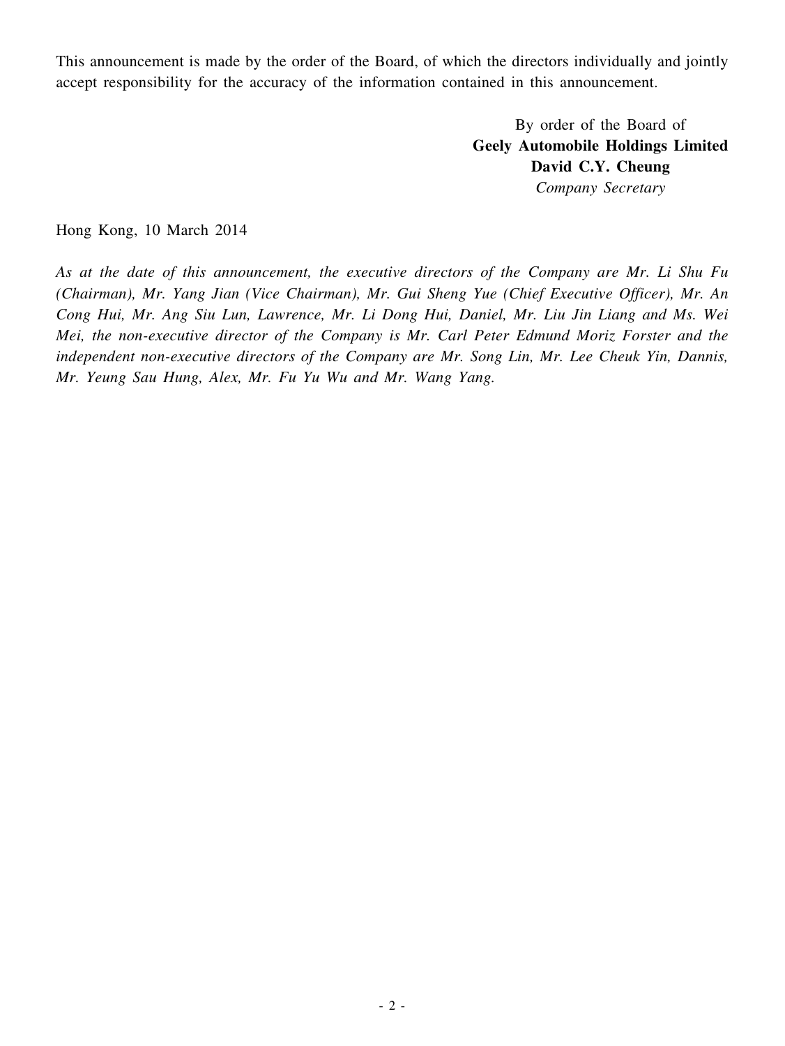This announcement is made by the order of the Board, of which the directors individually and jointly accept responsibility for the accuracy of the information contained in this announcement.

By order of the Board of
**Geely Automobile Holdings Limited**
**David C.Y. Cheung**
*Company Secretary*

Hong Kong, 10 March 2014

*As at the date of this announcement, the executive directors of the Company are Mr. Li Shu Fu (Chairman), Mr. Yang Jian (Vice Chairman), Mr. Gui Sheng Yue (Chief Executive Officer), Mr. An Cong Hui, Mr. Ang Siu Lun, Lawrence, Mr. Li Dong Hui, Daniel, Mr. Liu Jin Liang and Ms. Wei Mei, the non-executive director of the Company is Mr. Carl Peter Edmund Moriz Forster and the independent non-executive directors of the Company are Mr. Song Lin, Mr. Lee Cheuk Yin, Dannis, Mr. Yeung Sau Hung, Alex, Mr. Fu Yu Wu and Mr. Wang Yang.*